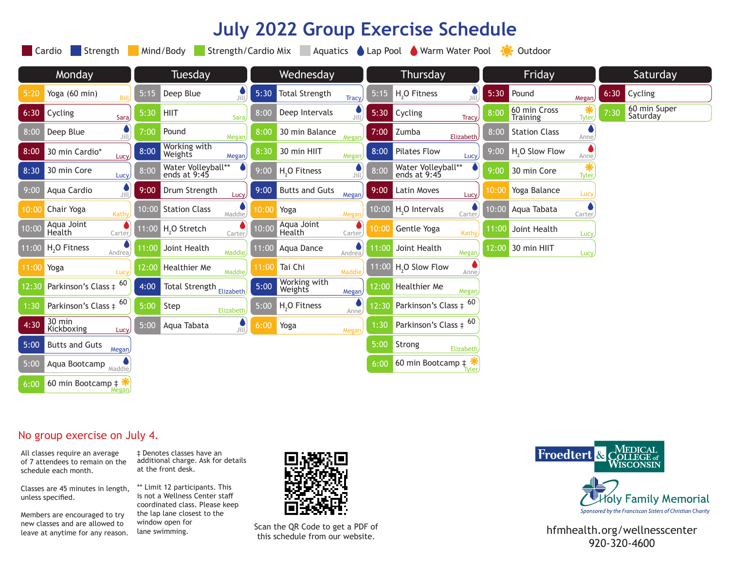# July 2022 Group Exercise Schedule

**Legend:** Cardio | Strength | Mind/Body | Strength/Cardio Mix | Aquatics | Lap Pool | Warm Water Pool | Outdoor

## Monday

| Time | Class | Instructor | Notes |
|---|---|---|---|
| 5:20 | Yoga (60 min) | Bill | Mind/Body |
| 6:30 | Cycling | Sara | Cardio |
| 8:00 | Deep Blue | Jill | Aquatics, Lap Pool |
| 8:00 | 30 min Cardio* | Lucy | Cardio |
| 8:30 | 30 min Core | Lucy | Strength |
| 9:00 | Aqua Cardio | Jill | Aquatics, Lap Pool |
| 10:00 | Chair Yoga | Kathy | Mind/Body |
| 10:00 | Aqua Joint Health | Carter | Aquatics, Warm Water Pool |
| 11:00 | $H_2O$ Fitness | Andrea | Aquatics, Lap Pool |
| 11:00 | Yoga | Lucy | Mind/Body |
| 12:30 | Parkinson's Class ‡ | | Strength/Cardio Mix, 60 |
| 1:30 | Parkinson's Class ‡ | | Strength/Cardio Mix, 60 |
| 4:30 | 30 min Kickboxing | Lucy | Cardio |
| 5:00 | Butts and Guts | Megan | Strength |
| 5:00 | Aqua Bootcamp | Maddie | Aquatics, Lap Pool |
| 6:00 | 60 min Bootcamp ‡ | Megan | Strength/Cardio Mix, Outdoor |

## Tuesday

| Time | Class | Instructor | Notes |
|---|---|---|---|
| 5:15 | Deep Blue | Jill | Aquatics, Lap Pool |
| 5:30 | HIIT | Sara | Strength/Cardio Mix |
| 7:00 | Pound | Megan | Strength/Cardio Mix |
| 8:00 | Working with Weights | Megan | Strength |
| 8:00 | Water Volleyball** ends at 9:45 | | Aquatics, Lap Pool |
| 9:00 | Drum Strength | Lucy | Cardio |
| 10:00 | Station Class | Maddie | Aquatics, Lap Pool |
| 11:00 | $H_2O$ Stretch | Carter | Aquatics, Warm Water Pool |
| 11:00 | Joint Health | Maddie | Strength/Cardio Mix |
| 12:00 | Healthier Me | Maddie | Strength/Cardio Mix |
| 4:00 | Total Strength | Elizabeth | Strength |
| 5:00 | Step | Elizabeth | Strength/Cardio Mix |
| 5:00 | Aqua Tabata | Jill | Aquatics, Lap Pool |

## Wednesday

| Time | Class | Instructor | Notes |
|---|---|---|---|
| 5:30 | Total Strength | Tracy | Strength |
| 8:00 | Deep Intervals | Jill | Aquatics, Lap Pool |
| 8:00 | 30 min Balance | Megan | Strength/Cardio Mix |
| 8:30 | 30 min HIIT | Megan | Strength/Cardio Mix |
| 9:00 | $H_2O$ Fitness | Jill | Aquatics, Lap Pool |
| 9:00 | Butts and Guts | Megan | Strength |
| 10:00 | Yoga | Megan | Mind/Body |
| 10:00 | Aqua Joint Health | Carter | Aquatics, Warm Water Pool |
| 11:00 | Aqua Dance | Andrea | Aquatics, Lap Pool |
| 11:00 | Tai Chi | Maddie | Mind/Body |
| 5:00 | Working with Weights | Megan | Strength |
| 5:00 | $H_2O$ Fitness | Anne | Aquatics, Lap Pool |
| 6:00 | Yoga | Megan | Mind/Body |

## Thursday

| Time | Class | Instructor | Notes |
|---|---|---|---|
| 5:15 | $H_2O$ Fitness | Jill | Aquatics, Lap Pool |
| 5:30 | Cycling | Tracy | Cardio |
| 7:00 | Zumba | Elizabeth | Cardio |
| 8:00 | Pilates Flow | Lucy | Strength |
| 8:00 | Water Volleyball** ends at 9:45 | | Aquatics, Lap Pool |
| 9:00 | Latin Moves | Lucy | Cardio |
| 10:00 | $H_2O$ Intervals | Carter | Aquatics, Lap Pool |
| 10:00 | Gentle Yoga | Kathy | Mind/Body |
| 11:00 | Joint Health | Megan | Strength/Cardio Mix |
| 11:00 | $H_2O$ Slow Flow | Anne | Aquatics, Warm Water Pool |
| 12:00 | Healthier Me | Megan | Strength/Cardio Mix |
| 12:30 | Parkinson's Class ‡ | | Strength/Cardio Mix, 60 |
| 1:30 | Parkinson's Class ‡ | | Strength/Cardio Mix, 60 |
| 5:00 | Strong | Elizabeth | Strength/Cardio Mix |
| 6:00 | 60 min Bootcamp ‡ | Tyler | Strength/Cardio Mix, Outdoor |

## Friday

| Time | Class | Instructor | Notes |
|---|---|---|---|
| 5:30 | Pound | Megan | Cardio |
| 8:00 | 60 min Cross Training | Tyler | Strength/Cardio Mix, Outdoor |
| 8:00 | Station Class | Anne | Aquatics, Lap Pool |
| 9:00 | $H_2O$ Slow Flow | Anne | Aquatics, Warm Water Pool |
| 9:00 | 30 min Core | Tyler | Strength/Cardio Mix, Outdoor |
| 10:00 | Yoga Balance | Lucy | Mind/Body |
| 10:00 | Aqua Tabata | Carter | Aquatics, Lap Pool |
| 11:00 | Joint Health | Lucy | Strength/Cardio Mix |
| 12:00 | 30 min HIIT | Lucy | Strength/Cardio Mix |

## Saturday

| Time | Class | Instructor | Notes |
|---|---|---|---|
| 6:30 | Cycling | | Cardio |
| 7:30 | 60 min Super Saturday | | Strength/Cardio Mix |

**No group exercise on July 4.**

All classes require an average of 7 attendees to remain on the schedule each month.

Classes are 45 minutes in length, unless specified.

Members are encouraged to try new classes and are allowed to leave at anytime for any reason.

‡ Denotes classes have an additional charge. Ask for details at the front desk.

** Limit 12 participants. This is not a Wellness Center staff coordinated class. Please keep the lap lane closest to the window open for lane swimming.

Scan the QR Code to get a PDF of this schedule from our website.

Froedtert & Medical College of Wisconsin

Holy Family Memorial

Sponsored by the Franciscan Sisters of Christian Charity

hfmhealth.org/wellnesscenter

920-320-4600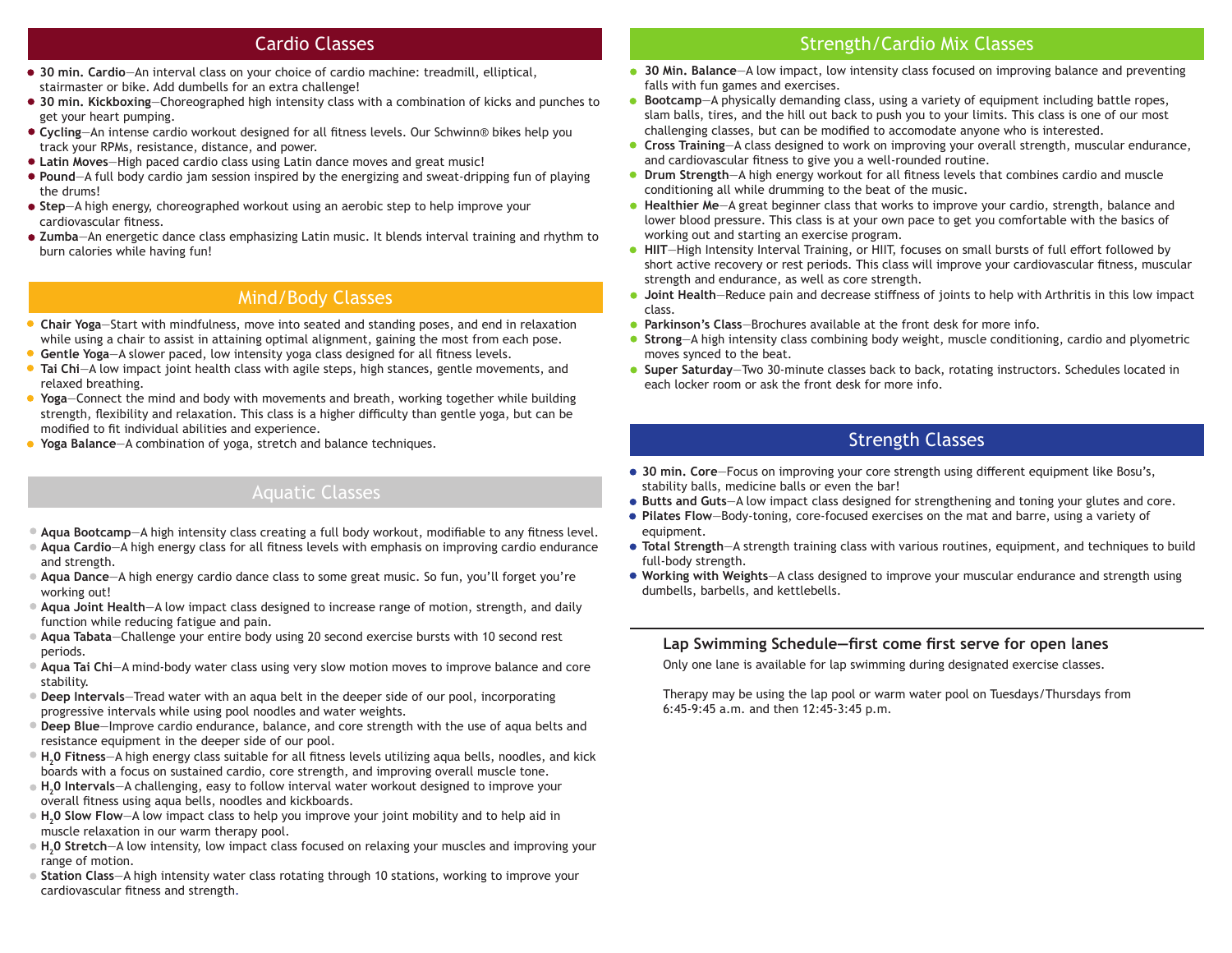## Cardio Classes

- **30 min. Cardio**—An interval class on your choice of cardio machine: treadmill, elliptical, stairmaster or bike. Add dumbells for an extra challenge!
- **30 min. Kickboxing**—Choreographed high intensity class with a combination of kicks and punches to get your heart pumping.
- **Cycling**—An intense cardio workout designed for all fitness levels. Our Schwinn® bikes help you track your RPMs, resistance, distance, and power.
- **Latin Moves**—High paced cardio class using Latin dance moves and great music!
- **Pound**—A full body cardio jam session inspired by the energizing and sweat-dripping fun of playing the drums!
- **Step**—A high energy, choreographed workout using an aerobic step to help improve your cardiovascular fitness.
- **Zumba**—An energetic dance class emphasizing Latin music. It blends interval training and rhythm to burn calories while having fun!

## Mind/Body Classes

- **Chair Yoga**—Start with mindfulness, move into seated and standing poses, and end in relaxation while using a chair to assist in attaining optimal alignment, gaining the most from each pose.
- **Gentle Yoga**—A slower paced, low intensity yoga class designed for all fitness levels.
- **Tai Chi**—A low impact joint health class with agile steps, high stances, gentle movements, and relaxed breathing.
- **Yoga**—Connect the mind and body with movements and breath, working together while building strength, flexibility and relaxation. This class is a higher difficulty than gentle yoga, but can be modified to fit individual abilities and experience.
- **Yoga Balance**—A combination of yoga, stretch and balance techniques.

## Aquatic Classes

- **Aqua Bootcamp**—A high intensity class creating a full body workout, modifiable to any fitness level.
- **Aqua Cardio**—A high energy class for all fitness levels with emphasis on improving cardio endurance and strength.
- **Aqua Dance**—A high energy cardio dance class to some great music. So fun, you'll forget you're working out!
- **Aqua Joint Health**—A low impact class designed to increase range of motion, strength, and daily function while reducing fatigue and pain.
- **Aqua Tabata**—Challenge your entire body using 20 second exercise bursts with 10 second rest periods.
- **Aqua Tai Chi**—A mind-body water class using very slow motion moves to improve balance and core stability.
- **Deep Intervals**—Tread water with an aqua belt in the deeper side of our pool, incorporating progressive intervals while using pool noodles and water weights.
- **Deep Blue**—Improve cardio endurance, balance, and core strength with the use of aqua belts and resistance equipment in the deeper side of our pool.
- **$H_2O$ Fitness**—A high energy class suitable for all fitness levels utilizing aqua bells, noodles, and kick boards with a focus on sustained cardio, core strength, and improving overall muscle tone.
- **$H_2O$ Intervals**—A challenging, easy to follow interval water workout designed to improve your overall fitness using aqua bells, noodles and kickboards.
- **$H_2O$ Slow Flow**—A low impact class to help you improve your joint mobility and to help aid in muscle relaxation in our warm therapy pool.
- **$H_2O$ Stretch**—A low intensity, low impact class focused on relaxing your muscles and improving your range of motion.
- **Station Class**—A high intensity water class rotating through 10 stations, working to improve your cardiovascular fitness and strength.

## Strength/Cardio Mix Classes

- **30 Min. Balance**—A low impact, low intensity class focused on improving balance and preventing falls with fun games and exercises.
- **Bootcamp**—A physically demanding class, using a variety of equipment including battle ropes, slam balls, tires, and the hill out back to push you to your limits. This class is one of our most challenging classes, but can be modified to accomodate anyone who is interested.
- **Cross Training**—A class designed to work on improving your overall strength, muscular endurance, and cardiovascular fitness to give you a well-rounded routine.
- **Drum Strength**—A high energy workout for all fitness levels that combines cardio and muscle conditioning all while drumming to the beat of the music.
- **Healthier Me**—A great beginner class that works to improve your cardio, strength, balance and lower blood pressure. This class is at your own pace to get you comfortable with the basics of working out and starting an exercise program.
- **HIIT**—High Intensity Interval Training, or HIIT, focuses on small bursts of full effort followed by short active recovery or rest periods. This class will improve your cardiovascular fitness, muscular strength and endurance, as well as core strength.
- **Joint Health**—Reduce pain and decrease stiffness of joints to help with Arthritis in this low impact class.
- **Parkinson's Class**—Brochures available at the front desk for more info.
- **Strong**—A high intensity class combining body weight, muscle conditioning, cardio and plyometric moves synced to the beat.
- **Super Saturday**—Two 30-minute classes back to back, rotating instructors. Schedules located in each locker room or ask the front desk for more info.

## Strength Classes

- **30 min. Core**—Focus on improving your core strength using different equipment like Bosu's, stability balls, medicine balls or even the bar!
- **Butts and Guts**—A low impact class designed for strengthening and toning your glutes and core.
- **Pilates Flow**—Body-toning, core-focused exercises on the mat and barre, using a variety of equipment.
- **Total Strength**—A strength training class with various routines, equipment, and techniques to build full-body strength.
- **Working with Weights**—A class designed to improve your muscular endurance and strength using dumbells, barbells, and kettlebells.

### Lap Swimming Schedule—first come first serve for open lanes

Only one lane is available for lap swimming during designated exercise classes.

Therapy may be using the lap pool or warm water pool on Tuesdays/Thursdays from 6:45-9:45 a.m. and then 12:45-3:45 p.m.